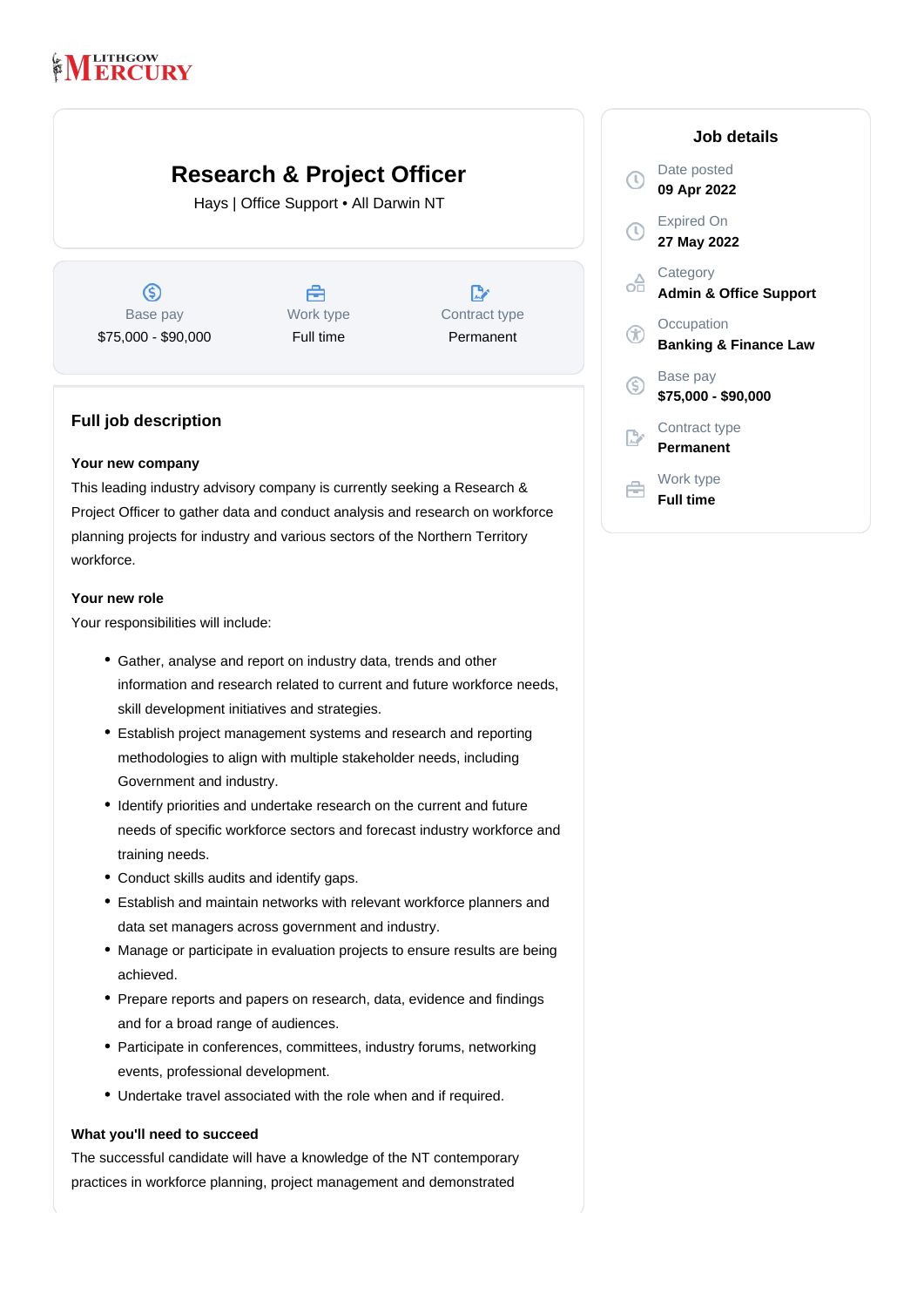LITHGOW MERCURY

# Research & Project Officer

Hays | Office Support • All Darwin NT

| Base pay | Work type | Contract type |
|---|---|---|
| $75,000 - $90,000 | Full time | Permanent |

## Job details

Date posted
**09 Apr 2022**

Expired On
**27 May 2022**

Category
**Admin & Office Support**

Occupation
**Banking & Finance Law**

Base pay
**$75,000 - $90,000**

Contract type
**Permanent**

Work type
**Full time**

## Full job description

**Your new company**

This leading industry advisory company is currently seeking a Research & Project Officer to gather data and conduct analysis and research on workforce planning projects for industry and various sectors of the Northern Territory workforce.

**Your new role**

Your responsibilities will include:

- Gather, analyse and report on industry data, trends and other information and research related to current and future workforce needs, skill development initiatives and strategies.
- Establish project management systems and research and reporting methodologies to align with multiple stakeholder needs, including Government and industry.
- Identify priorities and undertake research on the current and future needs of specific workforce sectors and forecast industry workforce and training needs.
- Conduct skills audits and identify gaps.
- Establish and maintain networks with relevant workforce planners and data set managers across government and industry.
- Manage or participate in evaluation projects to ensure results are being achieved.
- Prepare reports and papers on research, data, evidence and findings and for a broad range of audiences.
- Participate in conferences, committees, industry forums, networking events, professional development.
- Undertake travel associated with the role when and if required.

**What you'll need to succeed**

The successful candidate will have a knowledge of the NT contemporary practices in workforce planning, project management and demonstrated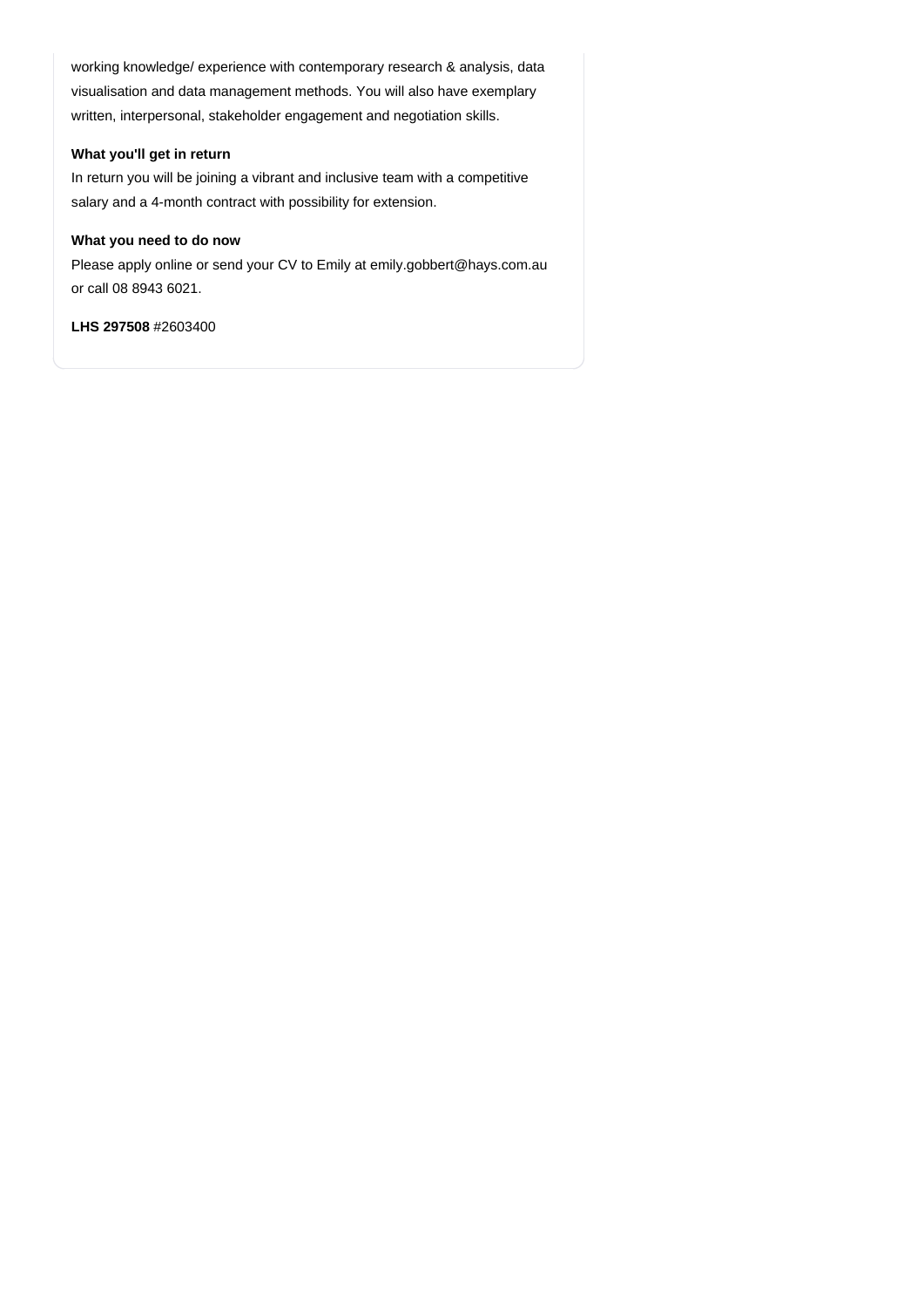working knowledge/ experience with contemporary research & analysis, data visualisation and data management methods. You will also have exemplary written, interpersonal, stakeholder engagement and negotiation skills.

**What you'll get in return**

In return you will be joining a vibrant and inclusive team with a competitive salary and a 4-month contract with possibility for extension.

**What you need to do now**

Please apply online or send your CV to Emily at emily.gobbert@hays.com.au or call 08 8943 6021.

**LHS 297508** #2603400